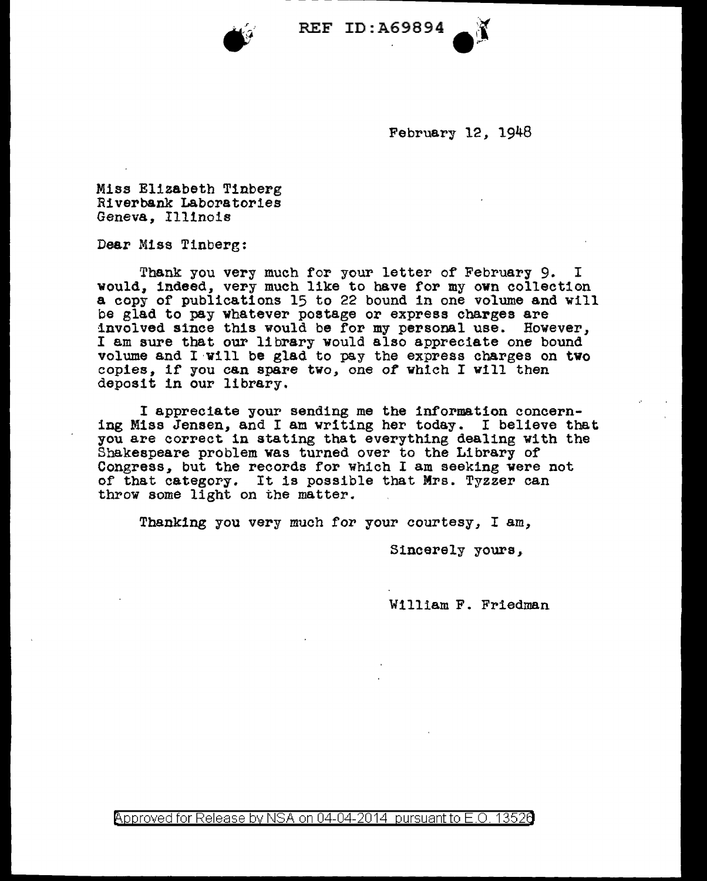REF ID:A69894

February 12, 1948

Miss Elizabeth Tinberg
Riverbank Laboratories
Geneva, Illinois

Dear Miss Tinberg:

Thank you very much for your letter of February 9. I would, indeed, very much like to have for my own collection a copy of publications 15 to 22 bound in one volume and will be glad to pay whatever postage or express charges are involved since this would be for my personal use. However, I am sure that our library would also appreciate one bound volume and I will be glad to pay the express charges on two copies, if you can spare two, one of which I will then deposit in our library.

I appreciate your sending me the information concerning Miss Jensen, and I am writing her today. I believe that you are correct in stating that everything dealing with the Shakespeare problem was turned over to the Library of Congress, but the records for which I am seeking were not of that category. It is possible that Mrs. Tyzzer can throw some light on the matter.

Thanking you very much for your courtesy, I am,

Sincerely yours,

William F. Friedman

Approved for Release by NSA on 04-04-2014 pursuant to E.O. 13526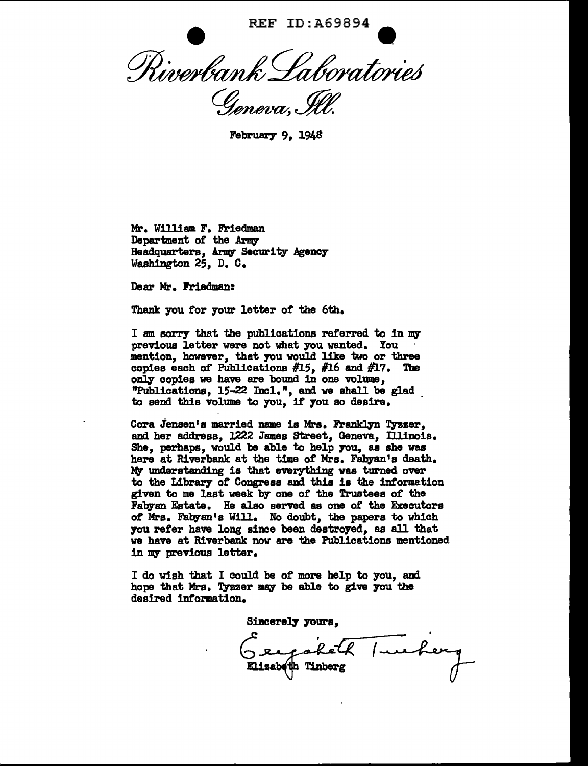REF ID:A69894

# Riverbank Laboratories

Geneva, Ill.

February 9, 1948

Mr. William F. Friedman
Department of the Army
Headquarters, Army Security Agency
Washington 25, D. C.

Dear Mr. Friedman:

Thank you for your letter of the 6th.

I am sorry that the publications referred to in my previous letter were not what you wanted. You mention, however, that you would like two or three copies each of Publications #15, #16 and #17. The only copies we have are bound in one volume, "Publications, 15-22 Incl.", and we shall be glad to send this volume to you, if you so desire.

Cora Jensen's married name is Mrs. Franklyn Tyzzer, and her address, 1222 James Street, Geneva, Illinois. She, perhaps, would be able to help you, as she was here at Riverbank at the time of Mrs. Fabyan's death. My understanding is that everything was turned over to the Library of Congress and this is the information given to me last week by one of the Trustees of the Fabyan Estate. He also served as one of the Executors of Mrs. Fabyan's Will. No doubt, the papers to which you refer have long since been destroyed, as all that we have at Riverbank now are the Publications mentioned in my previous letter.

I do wish that I could be of more help to you, and hope that Mrs. Tyzzer may be able to give you the desired information.

Sincerely yours,

Elizabeth Tinberg

Elizabeth Tinberg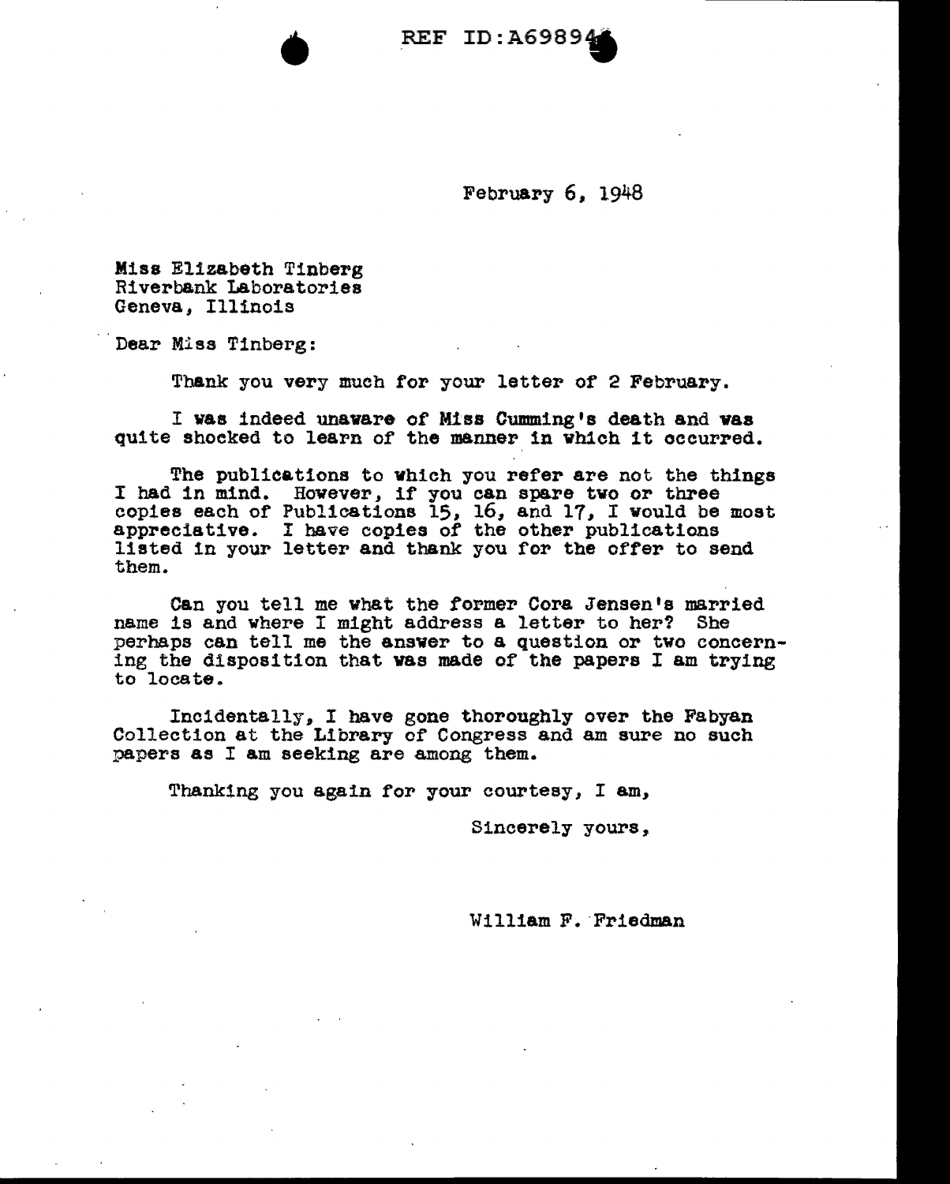REF ID:A69894

February 6, 1948

Miss Elizabeth Tinberg
Riverbank Laboratories
Geneva, Illinois

Dear Miss Tinberg:

Thank you very much for your letter of 2 February.

I was indeed unaware of Miss Cumming's death and was quite shocked to learn of the manner in which it occurred.

The publications to which you refer are not the things I had in mind. However, if you can spare two or three copies each of Publications 15, 16, and 17, I would be most appreciative. I have copies of the other publications listed in your letter and thank you for the offer to send them.

Can you tell me what the former Cora Jensen's married name is and where I might address a letter to her? She perhaps can tell me the answer to a question or two concerning the disposition that was made of the papers I am trying to locate.

Incidentally, I have gone thoroughly over the Fabyan Collection at the Library of Congress and am sure no such papers as I am seeking are among them.

Thanking you again for your courtesy, I am,

Sincerely yours,

William F. Friedman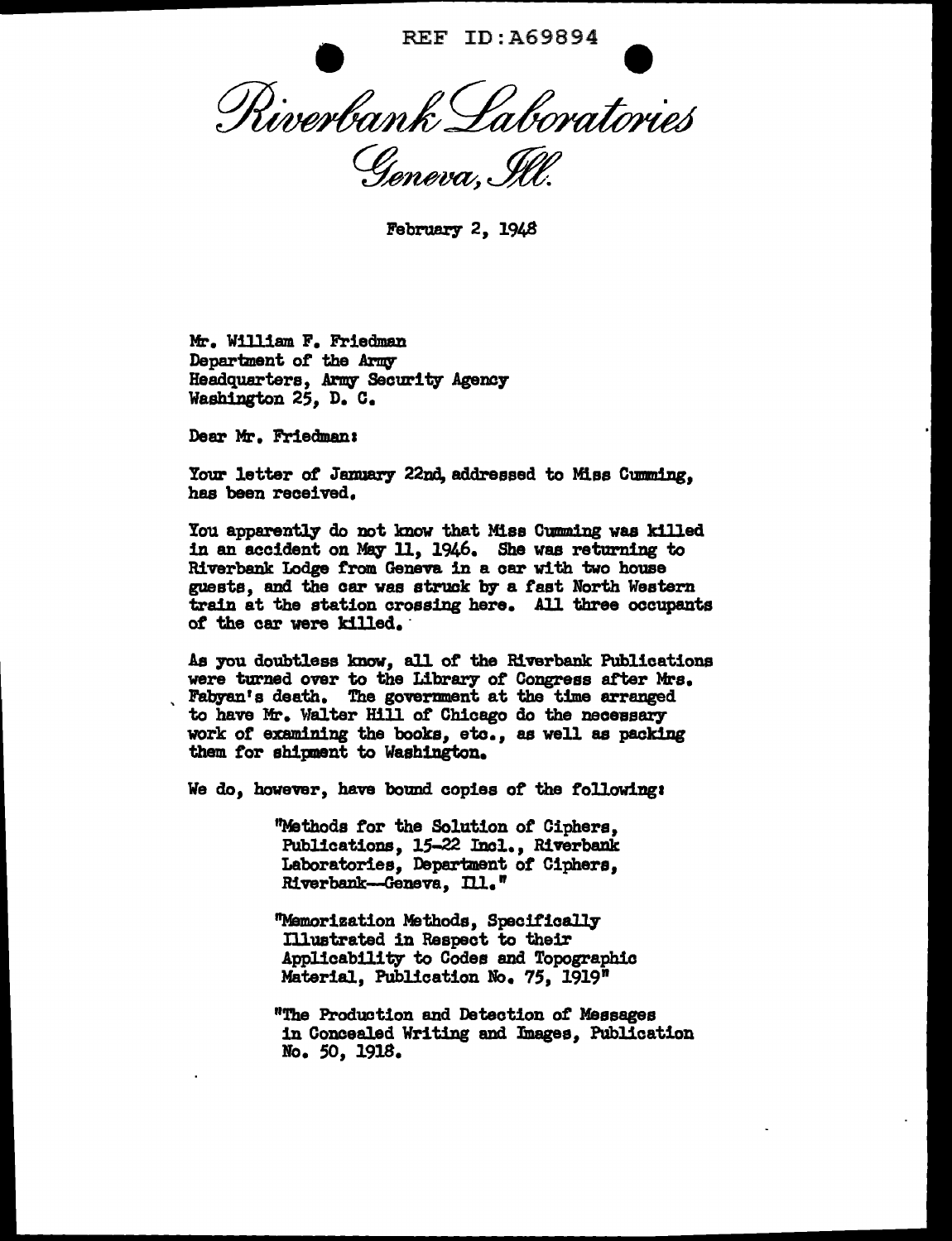REF ID:A69894

# Riverbank Laboratories

Geneva, Ill.

February 2, 1948

Mr. William F. Friedman
Department of the Army
Headquarters, Army Security Agency
Washington 25, D. C.

Dear Mr. Friedman:

Your letter of January 22nd, addressed to Miss Cumming, has been received.

You apparently do not know that Miss Cumming was killed in an accident on May 11, 1946. She was returning to Riverbank Lodge from Geneva in a car with two house guests, and the car was struck by a fast North Western train at the station crossing here. All three occupants of the car were killed.

As you doubtless know, all of the Riverbank Publications were turned over to the Library of Congress after Mrs. Fabyan's death. The government at the time arranged to have Mr. Walter Hill of Chicago do the necessary work of examining the books, etc., as well as packing them for shipment to Washington.

We do, however, have bound copies of the following:

> "Methods for the Solution of Ciphers, Publications, 15-22 Incl., Riverbank Laboratories, Department of Ciphers, Riverbank—Geneva, Ill."

> "Memorization Methods, Specifically Illustrated in Respect to their Applicability to Codes and Topographic Material, Publication No. 75, 1919"

> "The Production and Detection of Messages in Concealed Writing and Images, Publication No. 50, 1918.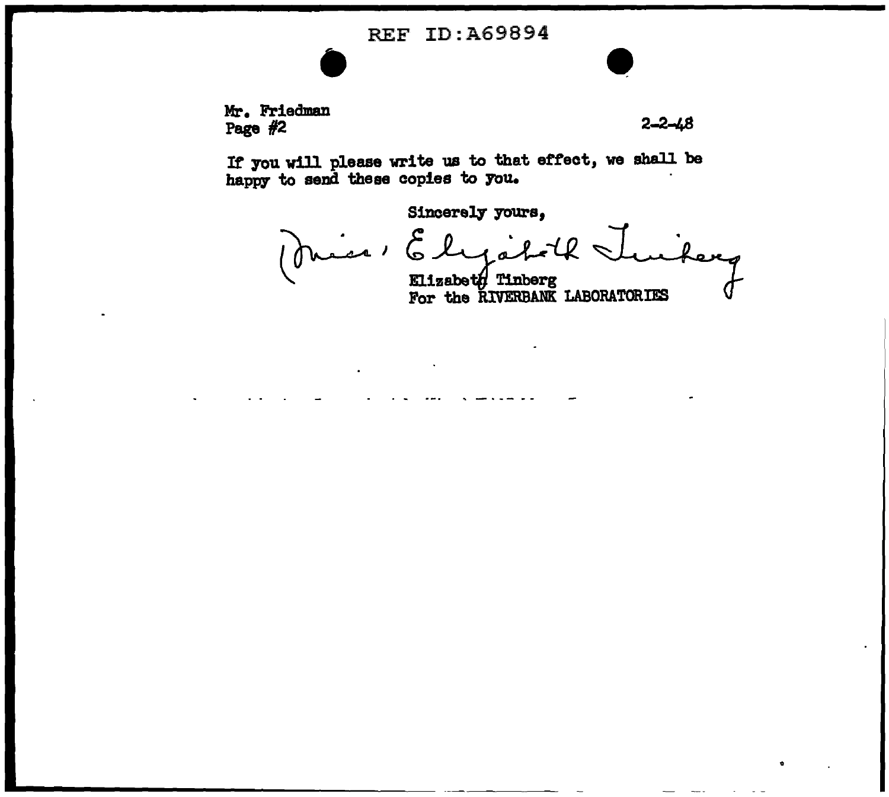REF ID:A69894

Mr. Friedman
Page #2

2-2-48

If you will please write us to that effect, we shall be happy to send these copies to you.

Sincerely yours,

(Miss) Elizabeth Tinberg

Elizabeth Tinberg
For the RIVERBANK LABORATORIES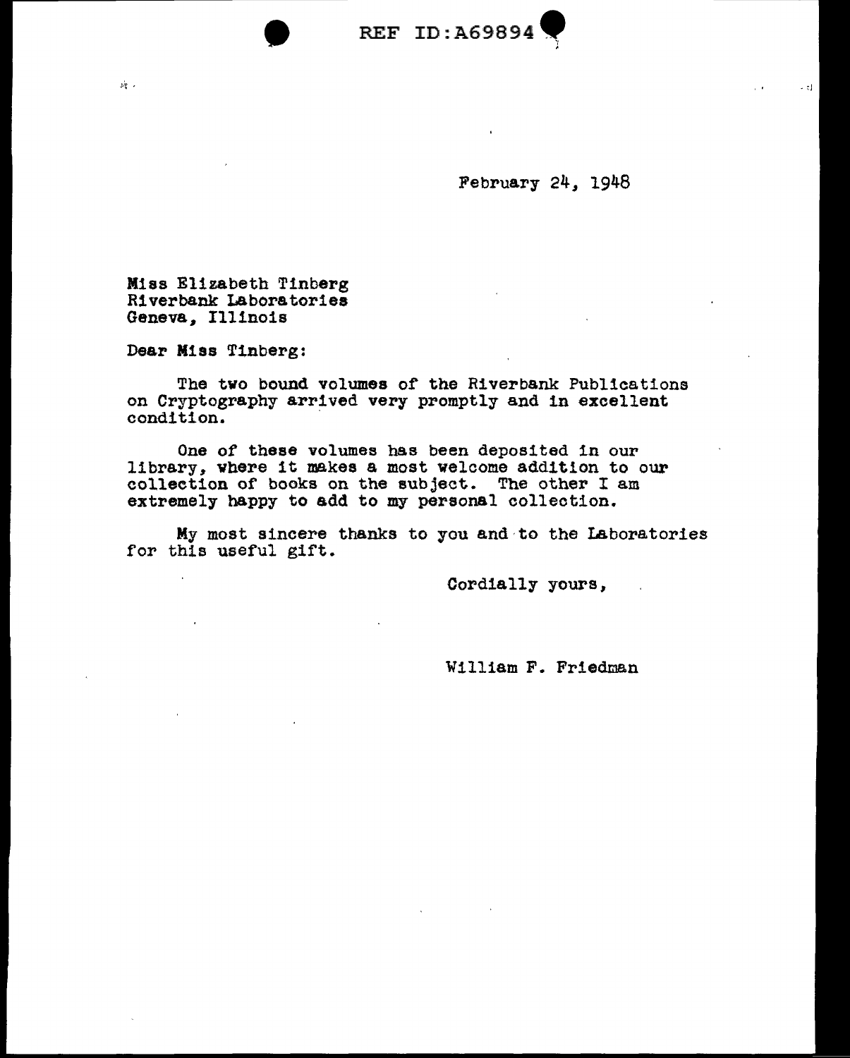February 24, 1948

Miss Elizabeth Tinberg
Riverbank Laboratories
Geneva, Illinois

Dear Miss Tinberg:

The two bound volumes of the Riverbank Publications on Cryptography arrived very promptly and in excellent condition.

One of these volumes has been deposited in our library, where it makes a most welcome addition to our collection of books on the subject. The other I am extremely happy to add to my personal collection.

My most sincere thanks to you and to the Laboratories for this useful gift.

Cordially yours,

William F. Friedman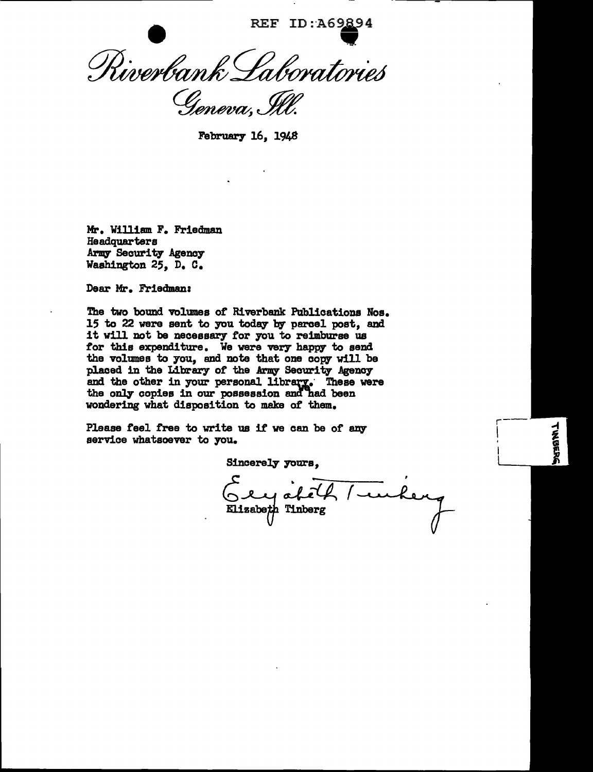REF ID:A69894

Riverbank Laboratories

Geneva, Ill.

February 16, 1948

Mr. William F. Friedman
Headquarters
Army Security Agency
Washington 25, D. C.

Dear Mr. Friedman:

The two bound volumes of Riverbank Publications Nos. 15 to 22 were sent to you today by parcel post, and it will not be necessary for you to reimburse us for this expenditure. We were very happy to send the volumes to you, and note that one copy will be placed in the Library of the Army Security Agency and the other in your personal library. These were the only copies in our possession and we had been wondering what disposition to make of them.

Please feel free to write us if we can be of any service whatsoever to you.

Sincerely yours,

Elizabeth Tinberg

Elizabeth Tinberg

TINBERG